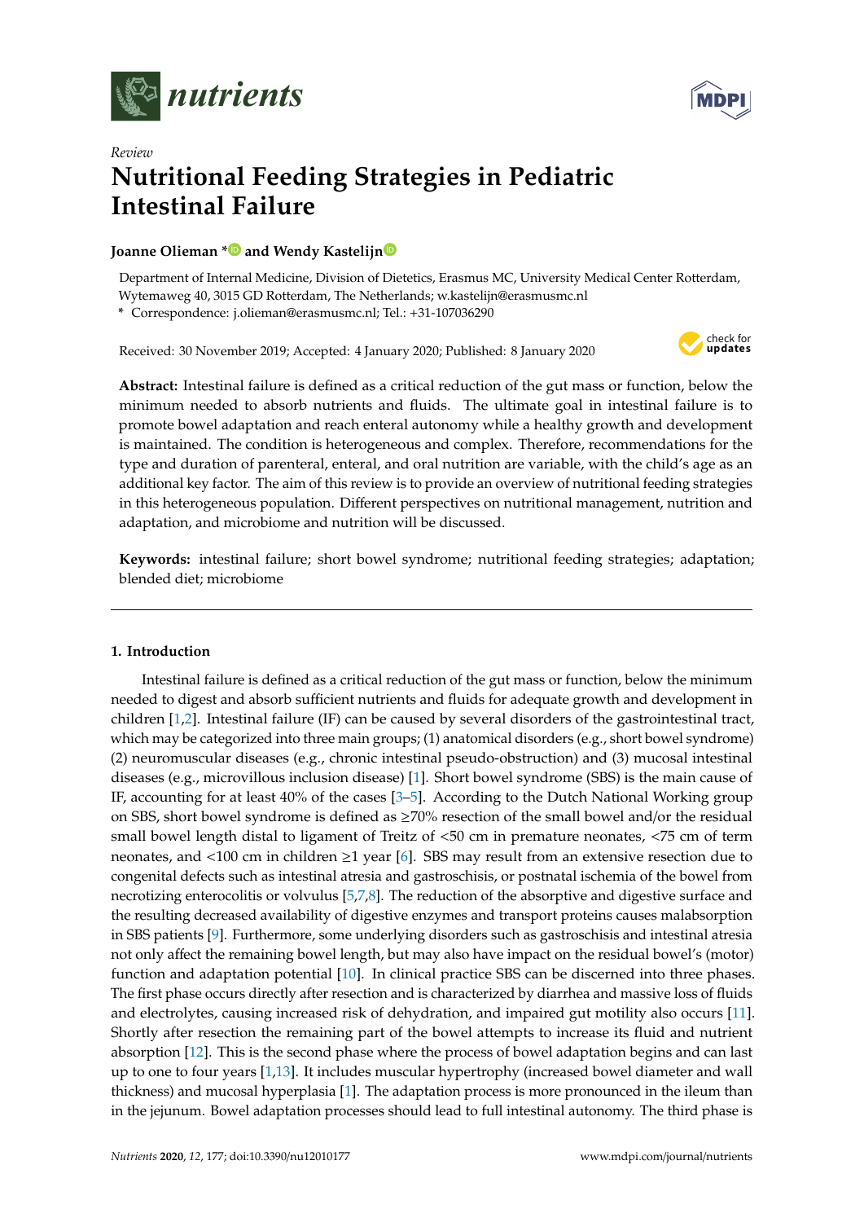*Review*

# Nutritional Feeding Strategies in Pediatric Intestinal Failure

**Joanne Olieman \* and Wendy Kastelijn**

Department of Internal Medicine, Division of Dietetics, Erasmus MC, University Medical Center Rotterdam, Wytemaweg 40, 3015 GD Rotterdam, The Netherlands; w.kastelijn@erasmusmc.nl

\* Correspondence: j.olieman@erasmusmc.nl; Tel.: +31-107036290

Received: 30 November 2019; Accepted: 4 January 2020; Published: 8 January 2020

**Abstract:** Intestinal failure is defined as a critical reduction of the gut mass or function, below the minimum needed to absorb nutrients and fluids. The ultimate goal in intestinal failure is to promote bowel adaptation and reach enteral autonomy while a healthy growth and development is maintained. The condition is heterogeneous and complex. Therefore, recommendations for the type and duration of parenteral, enteral, and oral nutrition are variable, with the child's age as an additional key factor. The aim of this review is to provide an overview of nutritional feeding strategies in this heterogeneous population. Different perspectives on nutritional management, nutrition and adaptation, and microbiome and nutrition will be discussed.

**Keywords:** intestinal failure; short bowel syndrome; nutritional feeding strategies; adaptation; blended diet; microbiome

## 1. Introduction

Intestinal failure is defined as a critical reduction of the gut mass or function, below the minimum needed to digest and absorb sufficient nutrients and fluids for adequate growth and development in children [1,2]. Intestinal failure (IF) can be caused by several disorders of the gastrointestinal tract, which may be categorized into three main groups; (1) anatomical disorders (e.g., short bowel syndrome) (2) neuromuscular diseases (e.g., chronic intestinal pseudo-obstruction) and (3) mucosal intestinal diseases (e.g., microvillous inclusion disease) [1]. Short bowel syndrome (SBS) is the main cause of IF, accounting for at least 40% of the cases [3–5]. According to the Dutch National Working group on SBS, short bowel syndrome is defined as ≥70% resection of the small bowel and/or the residual small bowel length distal to ligament of Treitz of <50 cm in premature neonates, <75 cm of term neonates, and <100 cm in children ≥1 year [6]. SBS may result from an extensive resection due to congenital defects such as intestinal atresia and gastroschisis, or postnatal ischemia of the bowel from necrotizing enterocolitis or volvulus [5,7,8]. The reduction of the absorptive and digestive surface and the resulting decreased availability of digestive enzymes and transport proteins causes malabsorption in SBS patients [9]. Furthermore, some underlying disorders such as gastroschisis and intestinal atresia not only affect the remaining bowel length, but may also have impact on the residual bowel's (motor) function and adaptation potential [10]. In clinical practice SBS can be discerned into three phases. The first phase occurs directly after resection and is characterized by diarrhea and massive loss of fluids and electrolytes, causing increased risk of dehydration, and impaired gut motility also occurs [11]. Shortly after resection the remaining part of the bowel attempts to increase its fluid and nutrient absorption [12]. This is the second phase where the process of bowel adaptation begins and can last up to one to four years [1,13]. It includes muscular hypertrophy (increased bowel diameter and wall thickness) and mucosal hyperplasia [1]. The adaptation process is more pronounced in the ileum than in the jejunum. Bowel adaptation processes should lead to full intestinal autonomy. The third phase is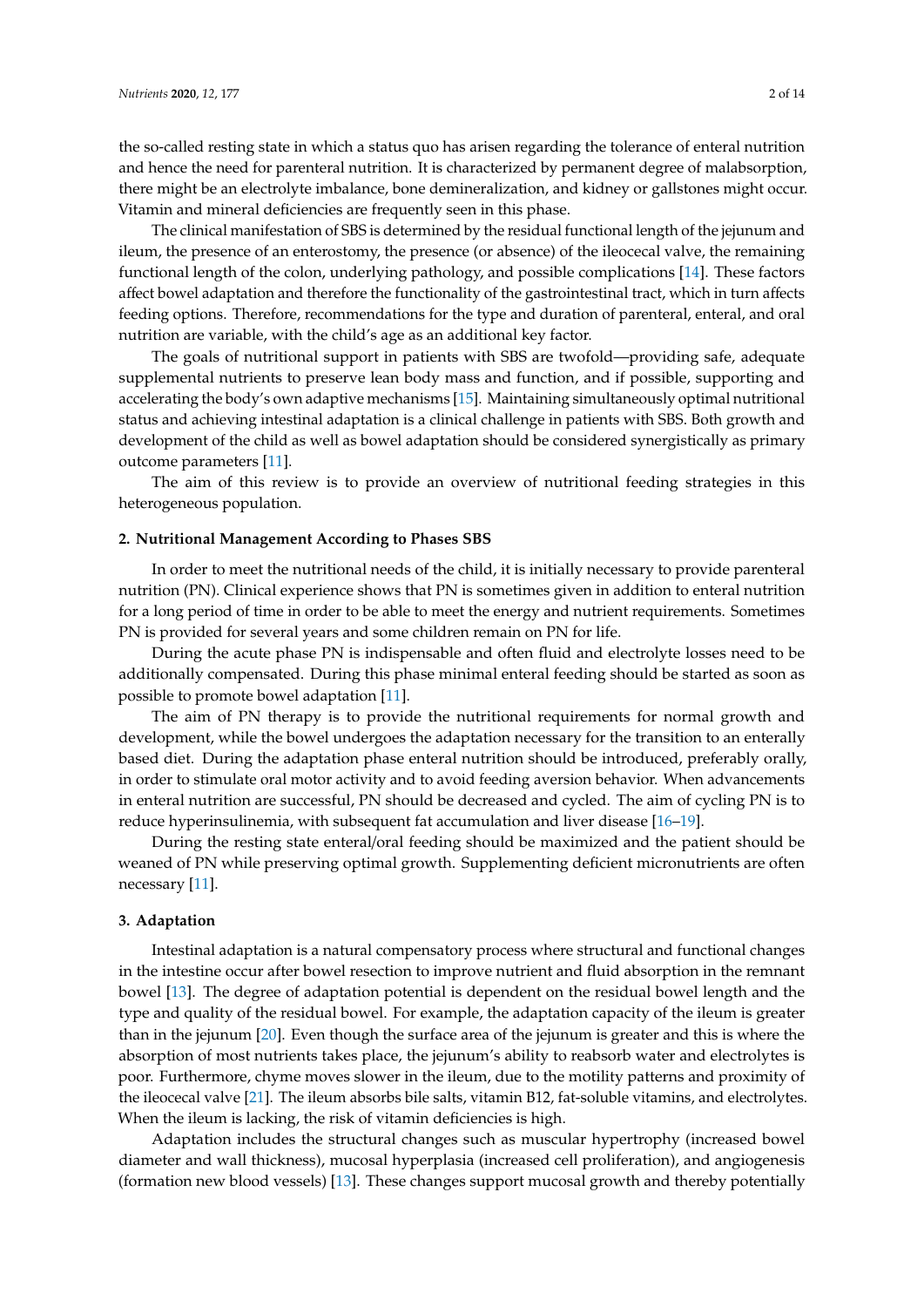the so-called resting state in which a status quo has arisen regarding the tolerance of enteral nutrition and hence the need for parenteral nutrition. It is characterized by permanent degree of malabsorption, there might be an electrolyte imbalance, bone demineralization, and kidney or gallstones might occur. Vitamin and mineral deficiencies are frequently seen in this phase.

The clinical manifestation of SBS is determined by the residual functional length of the jejunum and ileum, the presence of an enterostomy, the presence (or absence) of the ileocecal valve, the remaining functional length of the colon, underlying pathology, and possible complications [14]. These factors affect bowel adaptation and therefore the functionality of the gastrointestinal tract, which in turn affects feeding options. Therefore, recommendations for the type and duration of parenteral, enteral, and oral nutrition are variable, with the child's age as an additional key factor.

The goals of nutritional support in patients with SBS are twofold—providing safe, adequate supplemental nutrients to preserve lean body mass and function, and if possible, supporting and accelerating the body's own adaptive mechanisms [15]. Maintaining simultaneously optimal nutritional status and achieving intestinal adaptation is a clinical challenge in patients with SBS. Both growth and development of the child as well as bowel adaptation should be considered synergistically as primary outcome parameters [11].

The aim of this review is to provide an overview of nutritional feeding strategies in this heterogeneous population.

## 2. Nutritional Management According to Phases SBS

In order to meet the nutritional needs of the child, it is initially necessary to provide parenteral nutrition (PN). Clinical experience shows that PN is sometimes given in addition to enteral nutrition for a long period of time in order to be able to meet the energy and nutrient requirements. Sometimes PN is provided for several years and some children remain on PN for life.

During the acute phase PN is indispensable and often fluid and electrolyte losses need to be additionally compensated. During this phase minimal enteral feeding should be started as soon as possible to promote bowel adaptation [11].

The aim of PN therapy is to provide the nutritional requirements for normal growth and development, while the bowel undergoes the adaptation necessary for the transition to an enterally based diet. During the adaptation phase enteral nutrition should be introduced, preferably orally, in order to stimulate oral motor activity and to avoid feeding aversion behavior. When advancements in enteral nutrition are successful, PN should be decreased and cycled. The aim of cycling PN is to reduce hyperinsulinemia, with subsequent fat accumulation and liver disease [16–19].

During the resting state enteral/oral feeding should be maximized and the patient should be weaned of PN while preserving optimal growth. Supplementing deficient micronutrients are often necessary [11].

## 3. Adaptation

Intestinal adaptation is a natural compensatory process where structural and functional changes in the intestine occur after bowel resection to improve nutrient and fluid absorption in the remnant bowel [13]. The degree of adaptation potential is dependent on the residual bowel length and the type and quality of the residual bowel. For example, the adaptation capacity of the ileum is greater than in the jejunum [20]. Even though the surface area of the jejunum is greater and this is where the absorption of most nutrients takes place, the jejunum's ability to reabsorb water and electrolytes is poor. Furthermore, chyme moves slower in the ileum, due to the motility patterns and proximity of the ileocecal valve [21]. The ileum absorbs bile salts, vitamin B12, fat-soluble vitamins, and electrolytes. When the ileum is lacking, the risk of vitamin deficiencies is high.

Adaptation includes the structural changes such as muscular hypertrophy (increased bowel diameter and wall thickness), mucosal hyperplasia (increased cell proliferation), and angiogenesis (formation new blood vessels) [13]. These changes support mucosal growth and thereby potentially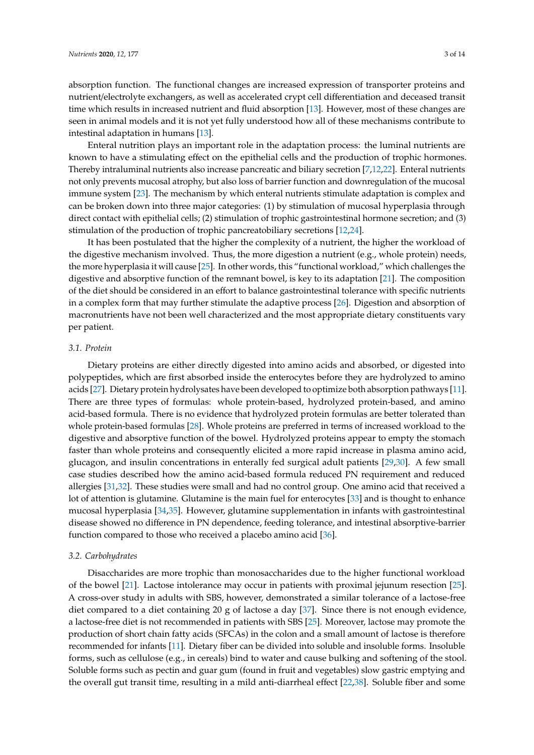absorption function. The functional changes are increased expression of transporter proteins and nutrient/electrolyte exchangers, as well as accelerated crypt cell differentiation and deceased transit time which results in increased nutrient and fluid absorption [13]. However, most of these changes are seen in animal models and it is not yet fully understood how all of these mechanisms contribute to intestinal adaptation in humans [13].

Enteral nutrition plays an important role in the adaptation process: the luminal nutrients are known to have a stimulating effect on the epithelial cells and the production of trophic hormones. Thereby intraluminal nutrients also increase pancreatic and biliary secretion [7,12,22]. Enteral nutrients not only prevents mucosal atrophy, but also loss of barrier function and downregulation of the mucosal immune system [23]. The mechanism by which enteral nutrients stimulate adaptation is complex and can be broken down into three major categories: (1) by stimulation of mucosal hyperplasia through direct contact with epithelial cells; (2) stimulation of trophic gastrointestinal hormone secretion; and (3) stimulation of the production of trophic pancreatobiliary secretions [12,24].

It has been postulated that the higher the complexity of a nutrient, the higher the workload of the digestive mechanism involved. Thus, the more digestion a nutrient (e.g., whole protein) needs, the more hyperplasia it will cause [25]. In other words, this "functional workload," which challenges the digestive and absorptive function of the remnant bowel, is key to its adaptation [21]. The composition of the diet should be considered in an effort to balance gastrointestinal tolerance with specific nutrients in a complex form that may further stimulate the adaptive process [26]. Digestion and absorption of macronutrients have not been well characterized and the most appropriate dietary constituents vary per patient.

### 3.1. Protein

Dietary proteins are either directly digested into amino acids and absorbed, or digested into polypeptides, which are first absorbed inside the enterocytes before they are hydrolyzed to amino acids [27]. Dietary protein hydrolysates have been developed to optimize both absorption pathways [11]. There are three types of formulas: whole protein-based, hydrolyzed protein-based, and amino acid-based formula. There is no evidence that hydrolyzed protein formulas are better tolerated than whole protein-based formulas [28]. Whole proteins are preferred in terms of increased workload to the digestive and absorptive function of the bowel. Hydrolyzed proteins appear to empty the stomach faster than whole proteins and consequently elicited a more rapid increase in plasma amino acid, glucagon, and insulin concentrations in enterally fed surgical adult patients [29,30]. A few small case studies described how the amino acid-based formula reduced PN requirement and reduced allergies [31,32]. These studies were small and had no control group. One amino acid that received a lot of attention is glutamine. Glutamine is the main fuel for enterocytes [33] and is thought to enhance mucosal hyperplasia [34,35]. However, glutamine supplementation in infants with gastrointestinal disease showed no difference in PN dependence, feeding tolerance, and intestinal absorptive-barrier function compared to those who received a placebo amino acid [36].

### 3.2. Carbohydrates

Disaccharides are more trophic than monosaccharides due to the higher functional workload of the bowel [21]. Lactose intolerance may occur in patients with proximal jejunum resection [25]. A cross-over study in adults with SBS, however, demonstrated a similar tolerance of a lactose-free diet compared to a diet containing 20 g of lactose a day [37]. Since there is not enough evidence, a lactose-free diet is not recommended in patients with SBS [25]. Moreover, lactose may promote the production of short chain fatty acids (SFCAs) in the colon and a small amount of lactose is therefore recommended for infants [11]. Dietary fiber can be divided into soluble and insoluble forms. Insoluble forms, such as cellulose (e.g., in cereals) bind to water and cause bulking and softening of the stool. Soluble forms such as pectin and guar gum (found in fruit and vegetables) slow gastric emptying and the overall gut transit time, resulting in a mild anti-diarrheal effect [22,38]. Soluble fiber and some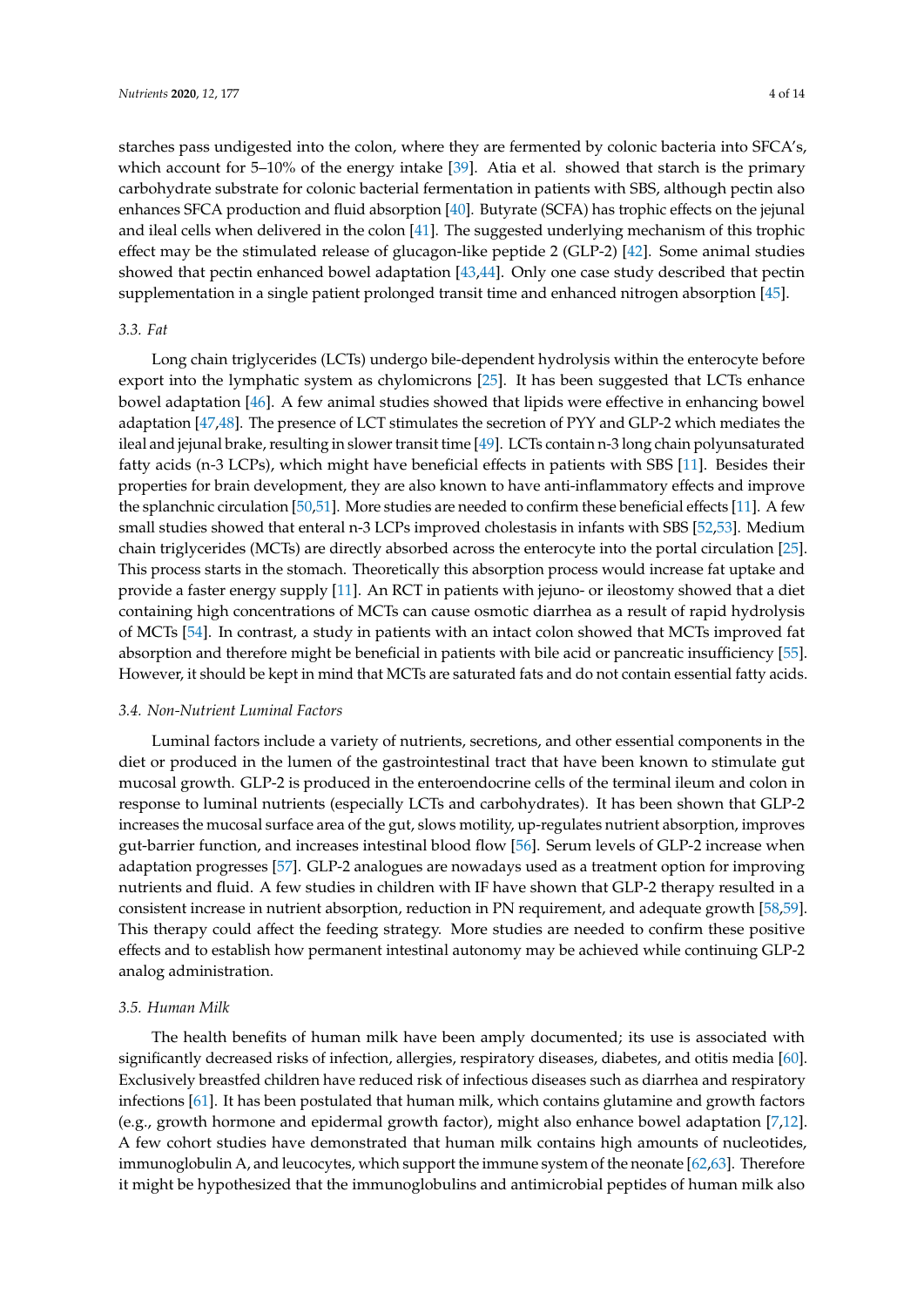starches pass undigested into the colon, where they are fermented by colonic bacteria into SFCA's, which account for 5–10% of the energy intake [39]. Atia et al. showed that starch is the primary carbohydrate substrate for colonic bacterial fermentation in patients with SBS, although pectin also enhances SFCA production and fluid absorption [40]. Butyrate (SCFA) has trophic effects on the jejunal and ileal cells when delivered in the colon [41]. The suggested underlying mechanism of this trophic effect may be the stimulated release of glucagon-like peptide 2 (GLP-2) [42]. Some animal studies showed that pectin enhanced bowel adaptation [43,44]. Only one case study described that pectin supplementation in a single patient prolonged transit time and enhanced nitrogen absorption [45].

### 3.3. Fat

Long chain triglycerides (LCTs) undergo bile-dependent hydrolysis within the enterocyte before export into the lymphatic system as chylomicrons [25]. It has been suggested that LCTs enhance bowel adaptation [46]. A few animal studies showed that lipids were effective in enhancing bowel adaptation [47,48]. The presence of LCT stimulates the secretion of PYY and GLP-2 which mediates the ileal and jejunal brake, resulting in slower transit time [49]. LCTs contain n-3 long chain polyunsaturated fatty acids (n-3 LCPs), which might have beneficial effects in patients with SBS [11]. Besides their properties for brain development, they are also known to have anti-inflammatory effects and improve the splanchnic circulation [50,51]. More studies are needed to confirm these beneficial effects [11]. A few small studies showed that enteral n-3 LCPs improved cholestasis in infants with SBS [52,53]. Medium chain triglycerides (MCTs) are directly absorbed across the enterocyte into the portal circulation [25]. This process starts in the stomach. Theoretically this absorption process would increase fat uptake and provide a faster energy supply [11]. An RCT in patients with jejuno- or ileostomy showed that a diet containing high concentrations of MCTs can cause osmotic diarrhea as a result of rapid hydrolysis of MCTs [54]. In contrast, a study in patients with an intact colon showed that MCTs improved fat absorption and therefore might be beneficial in patients with bile acid or pancreatic insufficiency [55]. However, it should be kept in mind that MCTs are saturated fats and do not contain essential fatty acids.

### 3.4. Non-Nutrient Luminal Factors

Luminal factors include a variety of nutrients, secretions, and other essential components in the diet or produced in the lumen of the gastrointestinal tract that have been known to stimulate gut mucosal growth. GLP-2 is produced in the enteroendocrine cells of the terminal ileum and colon in response to luminal nutrients (especially LCTs and carbohydrates). It has been shown that GLP-2 increases the mucosal surface area of the gut, slows motility, up-regulates nutrient absorption, improves gut-barrier function, and increases intestinal blood flow [56]. Serum levels of GLP-2 increase when adaptation progresses [57]. GLP-2 analogues are nowadays used as a treatment option for improving nutrients and fluid. A few studies in children with IF have shown that GLP-2 therapy resulted in a consistent increase in nutrient absorption, reduction in PN requirement, and adequate growth [58,59]. This therapy could affect the feeding strategy. More studies are needed to confirm these positive effects and to establish how permanent intestinal autonomy may be achieved while continuing GLP-2 analog administration.

### 3.5. Human Milk

The health benefits of human milk have been amply documented; its use is associated with significantly decreased risks of infection, allergies, respiratory diseases, diabetes, and otitis media [60]. Exclusively breastfed children have reduced risk of infectious diseases such as diarrhea and respiratory infections [61]. It has been postulated that human milk, which contains glutamine and growth factors (e.g., growth hormone and epidermal growth factor), might also enhance bowel adaptation [7,12]. A few cohort studies have demonstrated that human milk contains high amounts of nucleotides, immunoglobulin A, and leucocytes, which support the immune system of the neonate [62,63]. Therefore it might be hypothesized that the immunoglobulins and antimicrobial peptides of human milk also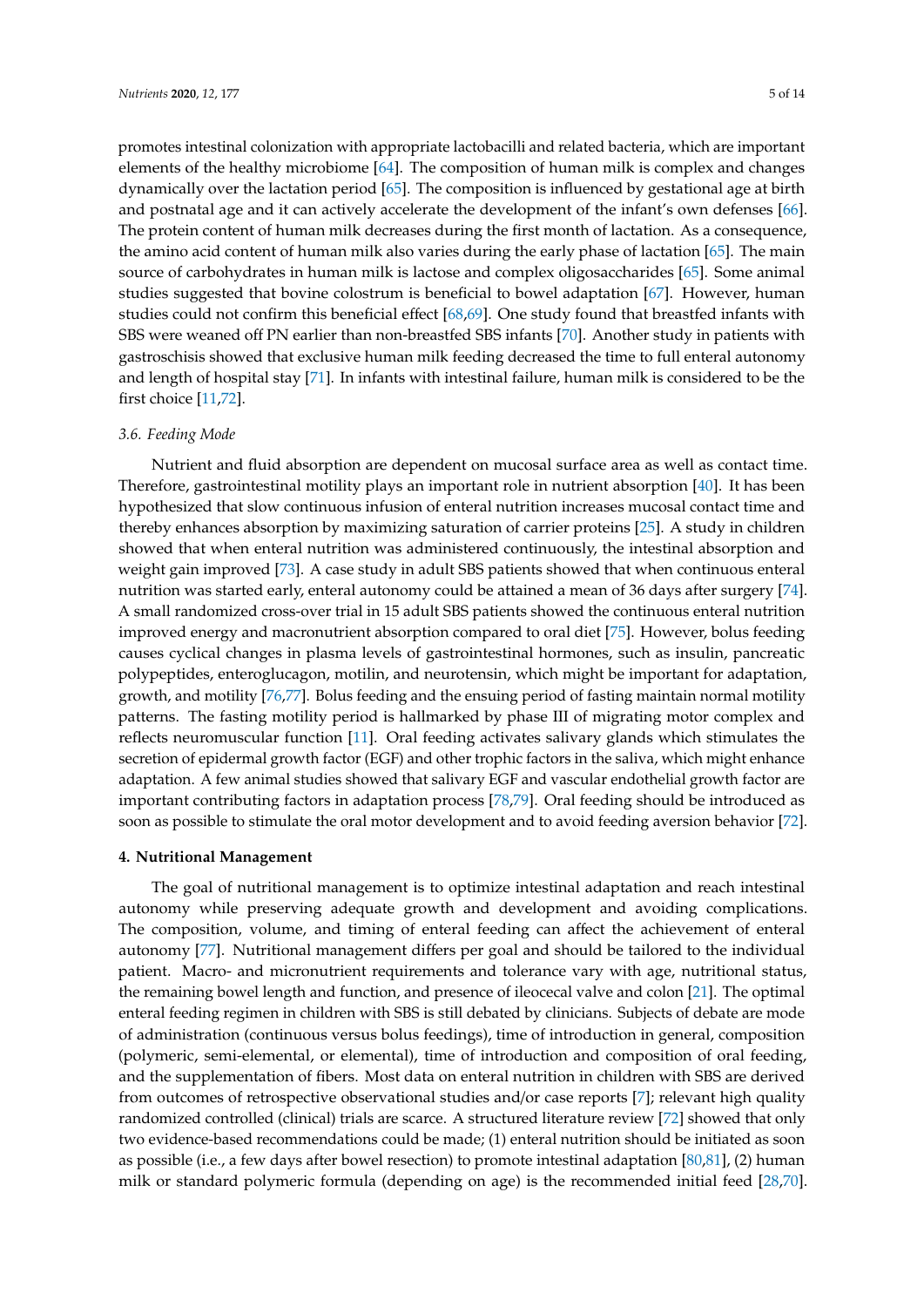promotes intestinal colonization with appropriate lactobacilli and related bacteria, which are important elements of the healthy microbiome [64]. The composition of human milk is complex and changes dynamically over the lactation period [65]. The composition is influenced by gestational age at birth and postnatal age and it can actively accelerate the development of the infant's own defenses [66]. The protein content of human milk decreases during the first month of lactation. As a consequence, the amino acid content of human milk also varies during the early phase of lactation [65]. The main source of carbohydrates in human milk is lactose and complex oligosaccharides [65]. Some animal studies suggested that bovine colostrum is beneficial to bowel adaptation [67]. However, human studies could not confirm this beneficial effect [68,69]. One study found that breastfed infants with SBS were weaned off PN earlier than non-breastfed SBS infants [70]. Another study in patients with gastroschisis showed that exclusive human milk feeding decreased the time to full enteral autonomy and length of hospital stay [71]. In infants with intestinal failure, human milk is considered to be the first choice [11,72].

### 3.6. Feeding Mode

Nutrient and fluid absorption are dependent on mucosal surface area as well as contact time. Therefore, gastrointestinal motility plays an important role in nutrient absorption [40]. It has been hypothesized that slow continuous infusion of enteral nutrition increases mucosal contact time and thereby enhances absorption by maximizing saturation of carrier proteins [25]. A study in children showed that when enteral nutrition was administered continuously, the intestinal absorption and weight gain improved [73]. A case study in adult SBS patients showed that when continuous enteral nutrition was started early, enteral autonomy could be attained a mean of 36 days after surgery [74]. A small randomized cross-over trial in 15 adult SBS patients showed the continuous enteral nutrition improved energy and macronutrient absorption compared to oral diet [75]. However, bolus feeding causes cyclical changes in plasma levels of gastrointestinal hormones, such as insulin, pancreatic polypeptides, enteroglucagon, motilin, and neurotensin, which might be important for adaptation, growth, and motility [76,77]. Bolus feeding and the ensuing period of fasting maintain normal motility patterns. The fasting motility period is hallmarked by phase III of migrating motor complex and reflects neuromuscular function [11]. Oral feeding activates salivary glands which stimulates the secretion of epidermal growth factor (EGF) and other trophic factors in the saliva, which might enhance adaptation. A few animal studies showed that salivary EGF and vascular endothelial growth factor are important contributing factors in adaptation process [78,79]. Oral feeding should be introduced as soon as possible to stimulate the oral motor development and to avoid feeding aversion behavior [72].

## 4. Nutritional Management

The goal of nutritional management is to optimize intestinal adaptation and reach intestinal autonomy while preserving adequate growth and development and avoiding complications. The composition, volume, and timing of enteral feeding can affect the achievement of enteral autonomy [77]. Nutritional management differs per goal and should be tailored to the individual patient. Macro- and micronutrient requirements and tolerance vary with age, nutritional status, the remaining bowel length and function, and presence of ileocecal valve and colon [21]. The optimal enteral feeding regimen in children with SBS is still debated by clinicians. Subjects of debate are mode of administration (continuous versus bolus feedings), time of introduction in general, composition (polymeric, semi-elemental, or elemental), time of introduction and composition of oral feeding, and the supplementation of fibers. Most data on enteral nutrition in children with SBS are derived from outcomes of retrospective observational studies and/or case reports [7]; relevant high quality randomized controlled (clinical) trials are scarce. A structured literature review [72] showed that only two evidence-based recommendations could be made; (1) enteral nutrition should be initiated as soon as possible (i.e., a few days after bowel resection) to promote intestinal adaptation [80,81], (2) human milk or standard polymeric formula (depending on age) is the recommended initial feed [28,70].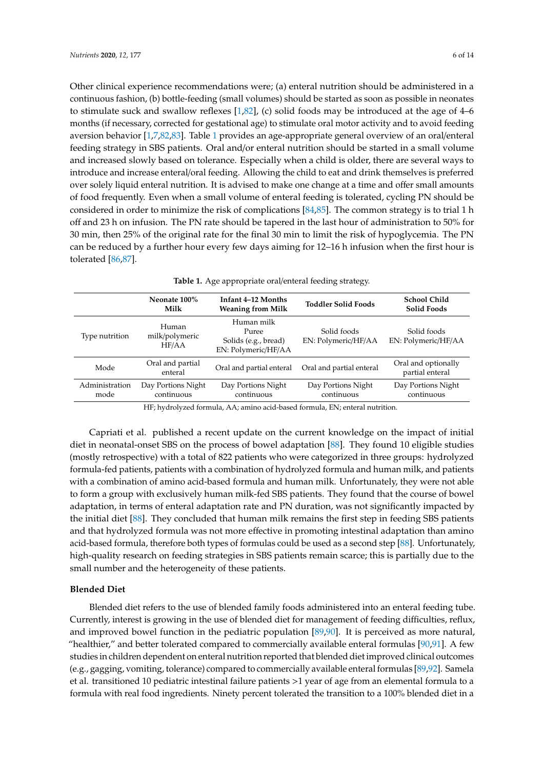Other clinical experience recommendations were; (a) enteral nutrition should be administered in a continuous fashion, (b) bottle-feeding (small volumes) should be started as soon as possible in neonates to stimulate suck and swallow reflexes [1,82], (c) solid foods may be introduced at the age of 4–6 months (if necessary, corrected for gestational age) to stimulate oral motor activity and to avoid feeding aversion behavior [1,7,82,83]. Table 1 provides an age-appropriate general overview of an oral/enteral feeding strategy in SBS patients. Oral and/or enteral nutrition should be started in a small volume and increased slowly based on tolerance. Especially when a child is older, there are several ways to introduce and increase enteral/oral feeding. Allowing the child to eat and drink themselves is preferred over solely liquid enteral nutrition. It is advised to make one change at a time and offer small amounts of food frequently. Even when a small volume of enteral feeding is tolerated, cycling PN should be considered in order to minimize the risk of complications [84,85]. The common strategy is to trial 1 h off and 23 h on infusion. The PN rate should be tapered in the last hour of administration to 50% for 30 min, then 25% of the original rate for the final 30 min to limit the risk of hypoglycemia. The PN can be reduced by a further hour every few days aiming for 12–16 h infusion when the first hour is tolerated [86,87].

**Table 1.** Age appropriate oral/enteral feeding strategy.

| | Neonate 100% Milk | Infant 4–12 Months Weaning from Milk | Toddler Solid Foods | School Child Solid Foods |
|---|---|---|---|---|
| Type nutrition | Human milk/polymeric HF/AA | Human milk Puree Solids (e.g., bread) EN: Polymeric/HF/AA | Solid foods EN: Polymeric/HF/AA | Solid foods EN: Polymeric/HF/AA |
| Mode | Oral and partial enteral | Oral and partial enteral | Oral and partial enteral | Oral and optionally partial enteral |
| Administration mode | Day Portions Night continuous | Day Portions Night continuous | Day Portions Night continuous | Day Portions Night continuous |

HF; hydrolyzed formula, AA; amino acid-based formula, EN; enteral nutrition.

Capriati et al. published a recent update on the current knowledge on the impact of initial diet in neonatal-onset SBS on the process of bowel adaptation [88]. They found 10 eligible studies (mostly retrospective) with a total of 822 patients who were categorized in three groups: hydrolyzed formula-fed patients, patients with a combination of hydrolyzed formula and human milk, and patients with a combination of amino acid-based formula and human milk. Unfortunately, they were not able to form a group with exclusively human milk-fed SBS patients. They found that the course of bowel adaptation, in terms of enteral adaptation rate and PN duration, was not significantly impacted by the initial diet [88]. They concluded that human milk remains the first step in feeding SBS patients and that hydrolyzed formula was not more effective in promoting intestinal adaptation than amino acid-based formula, therefore both types of formulas could be used as a second step [88]. Unfortunately, high-quality research on feeding strategies in SBS patients remain scarce; this is partially due to the small number and the heterogeneity of these patients.

**Blended Diet**

Blended diet refers to the use of blended family foods administered into an enteral feeding tube. Currently, interest is growing in the use of blended diet for management of feeding difficulties, reflux, and improved bowel function in the pediatric population [89,90]. It is perceived as more natural, "healthier," and better tolerated compared to commercially available enteral formulas [90,91]. A few studies in children dependent on enteral nutrition reported that blended diet improved clinical outcomes (e.g., gagging, vomiting, tolerance) compared to commercially available enteral formulas [89,92]. Samela et al. transitioned 10 pediatric intestinal failure patients >1 year of age from an elemental formula to a formula with real food ingredients. Ninety percent tolerated the transition to a 100% blended diet in a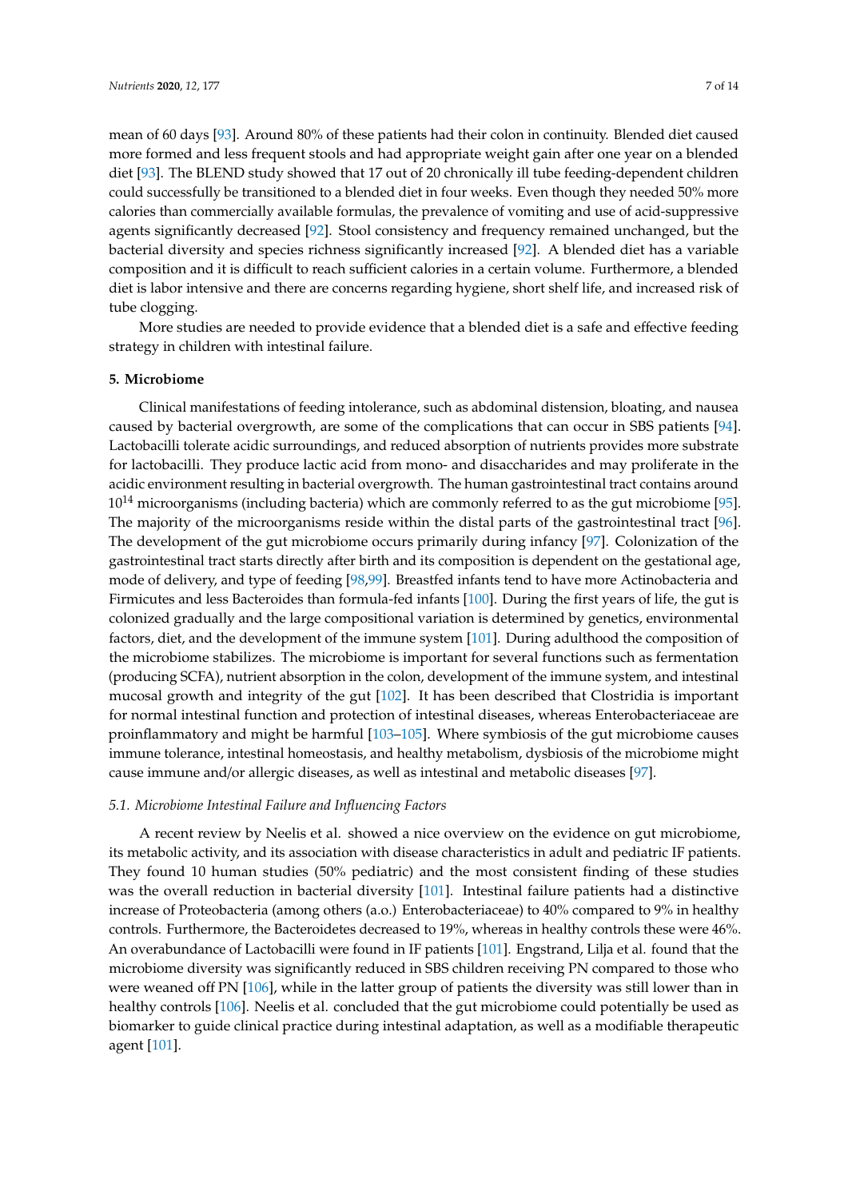mean of 60 days [93]. Around 80% of these patients had their colon in continuity. Blended diet caused more formed and less frequent stools and had appropriate weight gain after one year on a blended diet [93]. The BLEND study showed that 17 out of 20 chronically ill tube feeding-dependent children could successfully be transitioned to a blended diet in four weeks. Even though they needed 50% more calories than commercially available formulas, the prevalence of vomiting and use of acid-suppressive agents significantly decreased [92]. Stool consistency and frequency remained unchanged, but the bacterial diversity and species richness significantly increased [92]. A blended diet has a variable composition and it is difficult to reach sufficient calories in a certain volume. Furthermore, a blended diet is labor intensive and there are concerns regarding hygiene, short shelf life, and increased risk of tube clogging.

More studies are needed to provide evidence that a blended diet is a safe and effective feeding strategy in children with intestinal failure.

## 5. Microbiome

Clinical manifestations of feeding intolerance, such as abdominal distension, bloating, and nausea caused by bacterial overgrowth, are some of the complications that can occur in SBS patients [94]. Lactobacilli tolerate acidic surroundings, and reduced absorption of nutrients provides more substrate for lactobacilli. They produce lactic acid from mono- and disaccharides and may proliferate in the acidic environment resulting in bacterial overgrowth. The human gastrointestinal tract contains around $10^{14}$ microorganisms (including bacteria) which are commonly referred to as the gut microbiome [95]. The majority of the microorganisms reside within the distal parts of the gastrointestinal tract [96]. The development of the gut microbiome occurs primarily during infancy [97]. Colonization of the gastrointestinal tract starts directly after birth and its composition is dependent on the gestational age, mode of delivery, and type of feeding [98,99]. Breastfed infants tend to have more Actinobacteria and Firmicutes and less Bacteroides than formula-fed infants [100]. During the first years of life, the gut is colonized gradually and the large compositional variation is determined by genetics, environmental factors, diet, and the development of the immune system [101]. During adulthood the composition of the microbiome stabilizes. The microbiome is important for several functions such as fermentation (producing SCFA), nutrient absorption in the colon, development of the immune system, and intestinal mucosal growth and integrity of the gut [102]. It has described that Clostridia is important for normal intestinal function and protection of intestinal diseases, whereas Enterobacteriaceae are proinflammatory and might be harmful [103–105]. Where symbiosis of the gut microbiome causes immune tolerance, intestinal homeostasis, and healthy metabolism, dysbiosis of the microbiome might cause immune and/or allergic diseases, as well as intestinal and metabolic diseases [97].

### *5.1. Microbiome Intestinal Failure and Influencing Factors*

A recent review by Neelis et al. showed a nice overview on the evidence on gut microbiome, its metabolic activity, and its association with disease characteristics in adult and pediatric IF patients. They found 10 human studies (50% pediatric) and the most consistent finding of these studies was the overall reduction in bacterial diversity [101]. Intestinal failure patients had a distinctive increase of Proteobacteria (among others (a.o.) Enterobacteriaceae) to 40% compared to 9% in healthy controls. Furthermore, the Bacteroidetes decreased to 19%, whereas in healthy controls these were 46%. An overabundance of Lactobacilli were found in IF patients [101]. Engstrand, Lilja et al. found that the microbiome diversity was significantly reduced in SBS children receiving PN compared to those who were weaned off PN [106], while in the latter group of patients the diversity was still lower than in healthy controls [106]. Neelis et al. concluded that the gut microbiome could potentially be used as biomarker to guide clinical practice during intestinal adaptation, as well as a modifiable therapeutic agent [101].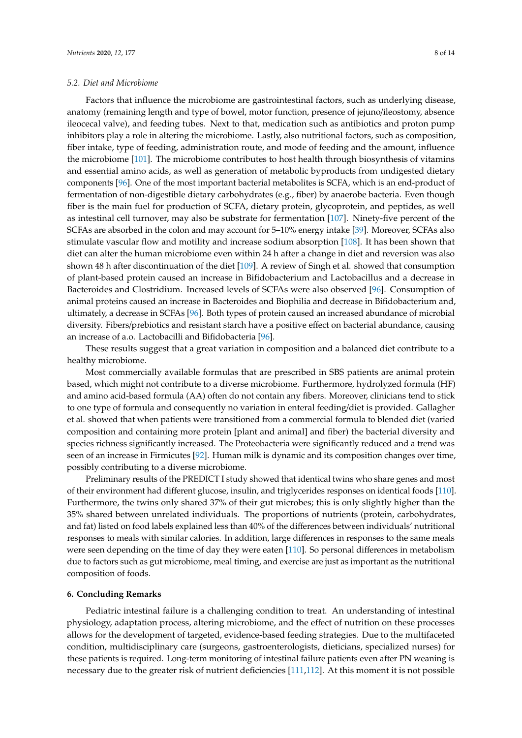### 5.2. Diet and Microbiome

Factors that influence the microbiome are gastrointestinal factors, such as underlying disease, anatomy (remaining length and type of bowel, motor function, presence of jejuno/ileostomy, absence ileocecal valve), and feeding tubes. Next to that, medication such as antibiotics and proton pump inhibitors play a role in altering the microbiome. Lastly, also nutritional factors, such as composition, fiber intake, type of feeding, administration route, and mode of feeding and the amount, influence the microbiome [101]. The microbiome contributes to host health through biosynthesis of vitamins and essential amino acids, as well as generation of metabolic byproducts from undigested dietary components [96]. One of the most important bacterial metabolites is SCFA, which is an end-product of fermentation of non-digestible dietary carbohydrates (e.g., fiber) by anaerobe bacteria. Even though fiber is the main fuel for production of SCFA, dietary protein, glycoprotein, and peptides, as well as intestinal cell turnover, may also be substrate for fermentation [107]. Ninety-five percent of the SCFAs are absorbed in the colon and may account for 5–10% energy intake [39]. Moreover, SCFAs also stimulate vascular flow and motility and increase sodium absorption [108]. It has been shown that diet can alter the human microbiome even within 24 h after a change in diet and reversion was also shown 48 h after discontinuation of the diet [109]. A review of Singh et al. showed that consumption of plant-based protein caused an increase in Bifidobacterium and Lactobacillus and a decrease in Bacteroides and Clostridium. Increased levels of SCFAs were also observed [96]. Consumption of animal proteins caused an increase in Bacteroides and Biophilia and decrease in Bifidobacterium and, ultimately, a decrease in SCFAs [96]. Both types of protein caused an increased abundance of microbial diversity. Fibers/prebiotics and resistant starch have a positive effect on bacterial abundance, causing an increase of a.o. Lactobacilli and Bifidobacteria [96].

These results suggest that a great variation in composition and a balanced diet contribute to a healthy microbiome.

Most commercially available formulas that are prescribed in SBS patients are animal protein based, which might not contribute to a diverse microbiome. Furthermore, hydrolyzed formula (HF) and amino acid-based formula (AA) often do not contain any fibers. Moreover, clinicians tend to stick to one type of formula and consequently no variation in enteral feeding/diet is provided. Gallagher et al. showed that when patients were transitioned from a commercial formula to blended diet (varied composition and containing more protein [plant and animal] and fiber) the bacterial diversity and species richness significantly increased. The Proteobacteria were significantly reduced and a trend was seen of an increase in Firmicutes [92]. Human milk is dynamic and its composition changes over time, possibly contributing to a diverse microbiome.

Preliminary results of the PREDICT I study showed that identical twins who share genes and most of their environment had different glucose, insulin, and triglycerides responses on identical foods [110]. Furthermore, the twins only shared 37% of their gut microbes; this is only slightly higher than the 35% shared between unrelated individuals. The proportions of nutrients (protein, carbohydrates, and fat) listed on food labels explained less than 40% of the differences between individuals' nutritional responses to meals with similar calories. In addition, large differences in responses to the same meals were seen depending on the time of day they were eaten [110]. So personal differences in metabolism due to factors such as gut microbiome, meal timing, and exercise are just as important as the nutritional composition of foods.

## 6. Concluding Remarks

Pediatric intestinal failure is a challenging condition to treat. An understanding of intestinal physiology, adaptation process, altering microbiome, and the effect of nutrition on these processes allows for the development of targeted, evidence-based feeding strategies. Due to the multifaceted condition, multidisciplinary care (surgeons, gastroenterologists, dieticians, specialized nurses) for these patients is required. Long-term monitoring of intestinal failure patients even after PN weaning is necessary due to the greater risk of nutrient deficiencies [111,112]. At this moment it is not possible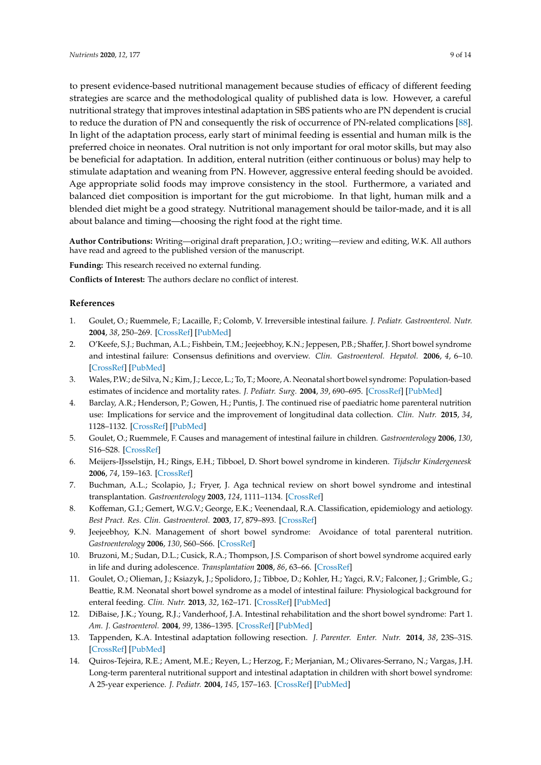to present evidence-based nutritional management because studies of efficacy of different feeding strategies are scarce and the methodological quality of published data is low. However, a careful nutritional strategy that improves intestinal adaptation in SBS patients who are PN dependent is crucial to reduce the duration of PN and consequently the risk of occurrence of PN-related complications [88]. In light of the adaptation process, early start of minimal feeding is essential and human milk is the preferred choice in neonates. Oral nutrition is not only important for oral motor skills, but may also be beneficial for adaptation. In addition, enteral nutrition (either continuous or bolus) may help to stimulate adaptation and weaning from PN. However, aggressive enteral feeding should be avoided. Age appropriate solid foods may improve consistency in the stool. Furthermore, a variated and balanced diet composition is important for the gut microbiome. In that light, human milk and a blended diet might be a good strategy. Nutritional management should be tailor-made, and it is all about balance and timing—choosing the right food at the right time.

**Author Contributions:** Writing—original draft preparation, J.O.; writing—review and editing, W.K. All authors have read and agreed to the published version of the manuscript.

**Funding:** This research received no external funding.

**Conflicts of Interest:** The authors declare no conflict of interest.

## References

1. Goulet, O.; Ruemmele, F.; Lacaille, F.; Colomb, V. Irreversible intestinal failure. *J. Pediatr. Gastroenterol. Nutr.* **2004**, *38*, 250–269. [CrossRef] [PubMed]
2. O'Keefe, S.J.; Buchman, A.L.; Fishbein, T.M.; Jeejeebhoy, K.N.; Jeppesen, P.B.; Shaffer, J. Short bowel syndrome and intestinal failure: Consensus definitions and overview. *Clin. Gastroenterol. Hepatol.* **2006**, *4*, 6–10. [CrossRef] [PubMed]
3. Wales, P.W.; de Silva, N.; Kim, J.; Lecce, L.; To, T.; Moore, A. Neonatal short bowel syndrome: Population-based estimates of incidence and mortality rates. *J. Pediatr. Surg.* **2004**, *39*, 690–695. [CrossRef] [PubMed]
4. Barclay, A.R.; Henderson, P.; Gowen, H.; Puntis, J. The continued rise of paediatric home parenteral nutrition use: Implications for service and the improvement of longitudinal data collection. *Clin. Nutr.* **2015**, *34*, 1128–1132. [CrossRef] [PubMed]
5. Goulet, O.; Ruemmele, F. Causes and management of intestinal failure in children. *Gastroenterology* **2006**, *130*, S16–S28. [CrossRef]
6. Meijers-IJsselstijn, H.; Rings, E.H.; Tibboel, D. Short bowel syndrome in kinderen. *Tijdschr Kindergeneesk* **2006**, *74*, 159–163. [CrossRef]
7. Buchman, A.L.; Scolapio, J.; Fryer, J. Aga technical review on short bowel syndrome and intestinal transplantation. *Gastroenterology* **2003**, *124*, 1111–1134. [CrossRef]
8. Koffeman, G.I.; Gemert, W.G.V.; George, E.K.; Veenendaal, R.A. Classification, epidemiology and aetiology. *Best Pract. Res. Clin. Gastroenterol.* **2003**, *17*, 879–893. [CrossRef]
9. Jeejeebhoy, K.N. Management of short bowel syndrome: Avoidance of total parenteral nutrition. *Gastroenterology* **2006**, *130*, S60–S66. [CrossRef]
10. Bruzoni, M.; Sudan, D.L.; Cusick, R.A.; Thompson, J.S. Comparison of short bowel syndrome acquired early in life and during adolescence. *Transplantation* **2008**, *86*, 63–66. [CrossRef]
11. Goulet, O.; Olieman, J.; Ksiazyk, J.; Spolidoro, J.; Tibboe, D.; Kohler, H.; Yagci, R.V.; Falconer, J.; Grimble, G.; Beattie, R.M. Neonatal short bowel syndrome as a model of intestinal failure: Physiological background for enteral feeding. *Clin. Nutr.* **2013**, *32*, 162–171. [CrossRef] [PubMed]
12. DiBaise, J.K.; Young, R.J.; Vanderhoof, J.A. Intestinal rehabilitation and the short bowel syndrome: Part 1. *Am. J. Gastroenterol.* **2004**, *99*, 1386–1395. [CrossRef] [PubMed]
13. Tappenden, K.A. Intestinal adaptation following resection. *J. Parenter. Enter. Nutr.* **2014**, *38*, 23S–31S. [CrossRef] [PubMed]
14. Quiros-Tejeira, R.E.; Ament, M.E.; Reyen, L.; Herzog, F.; Merjanian, M.; Olivares-Serrano, N.; Vargas, J.H. Long-term parenteral nutritional support and intestinal adaptation in children with short bowel syndrome: A 25-year experience. *J. Pediatr.* **2004**, *145*, 157–163. [CrossRef] [PubMed]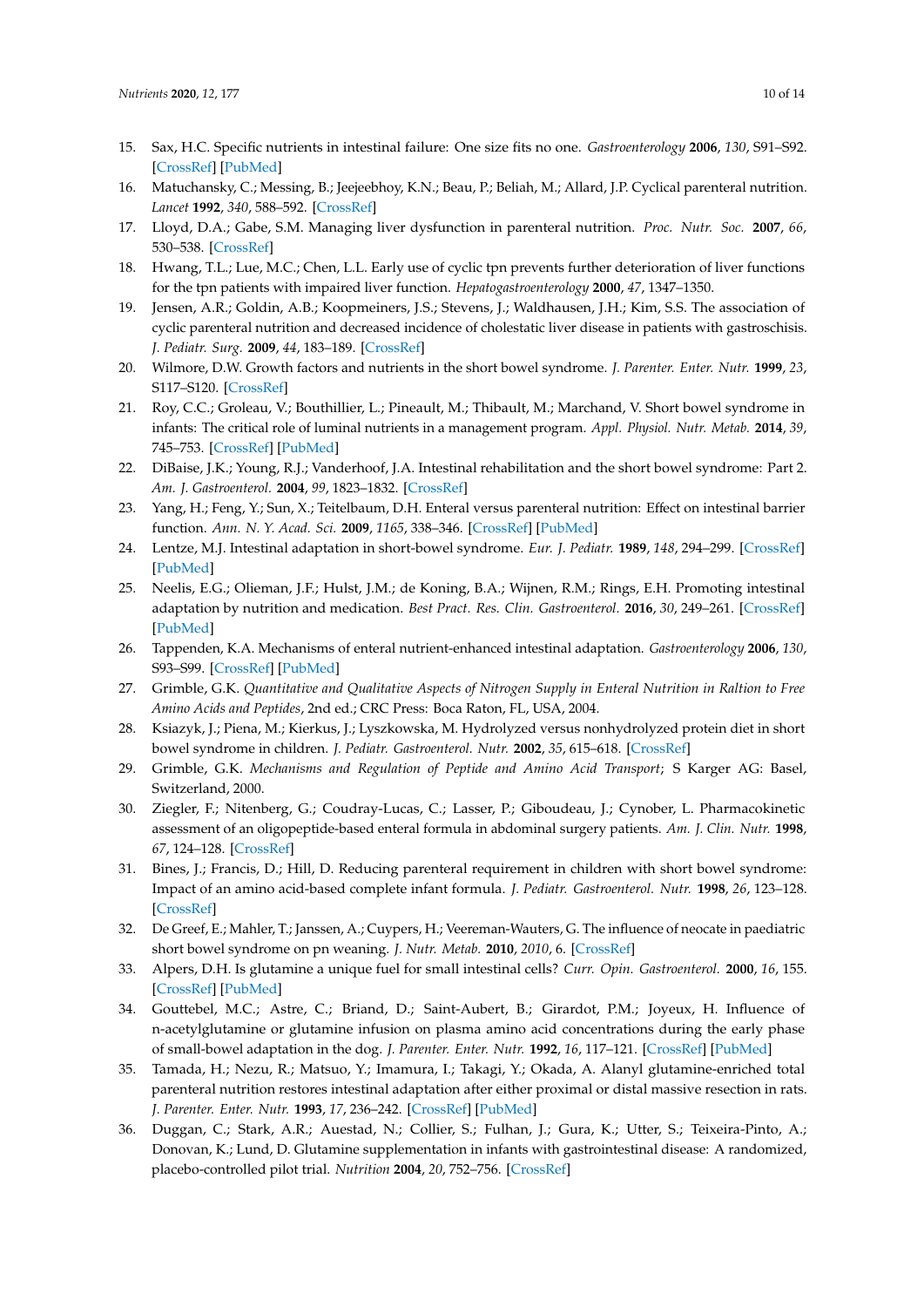15. Sax, H.C. Specific nutrients in intestinal failure: One size fits no one. *Gastroenterology* **2006**, *130*, S91–S92. [CrossRef] [PubMed]
16. Matuchansky, C.; Messing, B.; Jeejeebhoy, K.N.; Beau, P.; Beliah, M.; Allard, J.P. Cyclical parenteral nutrition. *Lancet* **1992**, *340*, 588–592. [CrossRef]
17. Lloyd, D.A.; Gabe, S.M. Managing liver dysfunction in parenteral nutrition. *Proc. Nutr. Soc.* **2007**, *66*, 530–538. [CrossRef]
18. Hwang, T.L.; Lue, M.C.; Chen, L.L. Early use of cyclic tpn prevents further deterioration of liver functions for the tpn patients with impaired liver function. *Hepatogastroenterology* **2000**, *47*, 1347–1350.
19. Jensen, A.R.; Goldin, A.B.; Koopmeiners, J.S.; Stevens, J.; Waldhausen, J.H.; Kim, S.S. The association of cyclic parenteral nutrition and decreased incidence of cholestatic liver disease in patients with gastroschisis. *J. Pediatr. Surg.* **2009**, *44*, 183–189. [CrossRef]
20. Wilmore, D.W. Growth factors and nutrients in the short bowel syndrome. *J. Parenter. Enter. Nutr.* **1999**, *23*, S117–S120. [CrossRef]
21. Roy, C.C.; Groleau, V.; Bouthillier, L.; Pineault, M.; Thibault, M.; Marchand, V. Short bowel syndrome in infants: The critical role of luminal nutrients in a management program. *Appl. Physiol. Nutr. Metab.* **2014**, *39*, 745–753. [CrossRef] [PubMed]
22. DiBaise, J.K.; Young, R.J.; Vanderhoof, J.A. Intestinal rehabilitation and the short bowel syndrome: Part 2. *Am. J. Gastroenterol.* **2004**, *99*, 1823–1832. [CrossRef]
23. Yang, H.; Feng, Y.; Sun, X.; Teitelbaum, D.H. Enteral versus parenteral nutrition: Effect on intestinal barrier function. *Ann. N. Y. Acad. Sci.* **2009**, *1165*, 338–346. [CrossRef] [PubMed]
24. Lentze, M.J. Intestinal adaptation in short-bowel syndrome. *Eur. J. Pediatr.* **1989**, *148*, 294–299. [CrossRef] [PubMed]
25. Neelis, E.G.; Olieman, J.F.; Hulst, J.M.; de Koning, B.A.; Wijnen, R.M.; Rings, E.H. Promoting intestinal adaptation by nutrition and medication. *Best Pract. Res. Clin. Gastroenterol.* **2016**, *30*, 249–261. [CrossRef] [PubMed]
26. Tappenden, K.A. Mechanisms of enteral nutrient-enhanced intestinal adaptation. *Gastroenterology* **2006**, *130*, S93–S99. [CrossRef] [PubMed]
27. Grimble, G.K. *Quantitative and Qualitative Aspects of Nitrogen Supply in Enteral Nutrition in Raltion to Free Amino Acids and Peptides*, 2nd ed.; CRC Press: Boca Raton, FL, USA, 2004.
28. Ksiazyk, J.; Piena, M.; Kierkus, J.; Lyszkowska, M. Hydrolyzed versus nonhydrolyzed protein diet in short bowel syndrome in children. *J. Pediatr. Gastroenterol. Nutr.* **2002**, *35*, 615–618. [CrossRef]
29. Grimble, G.K. *Mechanisms and Regulation of Peptide and Amino Acid Transport*; S Karger AG: Basel, Switzerland, 2000.
30. Ziegler, F.; Nitenberg, G.; Coudray-Lucas, C.; Lasser, P.; Giboudeau, J.; Cynober, L. Pharmacokinetic assessment of an oligopeptide-based enteral formula in abdominal surgery patients. *Am. J. Clin. Nutr.* **1998**, *67*, 124–128. [CrossRef]
31. Bines, J.; Francis, D.; Hill, D. Reducing parenteral requirement in children with short bowel syndrome: Impact of an amino acid-based complete infant formula. *J. Pediatr. Gastroenterol. Nutr.* **1998**, *26*, 123–128. [CrossRef]
32. De Greef, E.; Mahler, T.; Janssen, A.; Cuypers, H.; Veereman-Wauters, G. The influence of neocate in paediatric short bowel syndrome on pn weaning. *J. Nutr. Metab.* **2010**, *2010*, 6. [CrossRef]
33. Alpers, D.H. Is glutamine a unique fuel for small intestinal cells? *Curr. Opin. Gastroenterol.* **2000**, *16*, 155. [CrossRef] [PubMed]
34. Gouttebel, M.C.; Astre, C.; Briand, D.; Saint-Aubert, B.; Girardot, P.M.; Joyeux, H. Influence of n-acetylglutamine or glutamine infusion on plasma amino acid concentrations during the early phase of small-bowel adaptation in the dog. *J. Parenter. Enter. Nutr.* **1992**, *16*, 117–121. [CrossRef] [PubMed]
35. Tamada, H.; Nezu, R.; Matsuo, Y.; Imamura, I.; Takagi, Y.; Okada, A. Alanyl glutamine-enriched total parenteral nutrition restores intestinal adaptation after either proximal or distal massive resection in rats. *J. Parenter. Enter. Nutr.* **1993**, *17*, 236–242. [CrossRef] [PubMed]
36. Duggan, C.; Stark, A.R.; Auestad, N.; Collier, S.; Fulhan, J.; Gura, K.; Utter, S.; Teixeira-Pinto, A.; Donovan, K.; Lund, D. Glutamine supplementation in infants with gastrointestinal disease: A randomized, placebo-controlled pilot trial. *Nutrition* **2004**, *20*, 752–756. [CrossRef]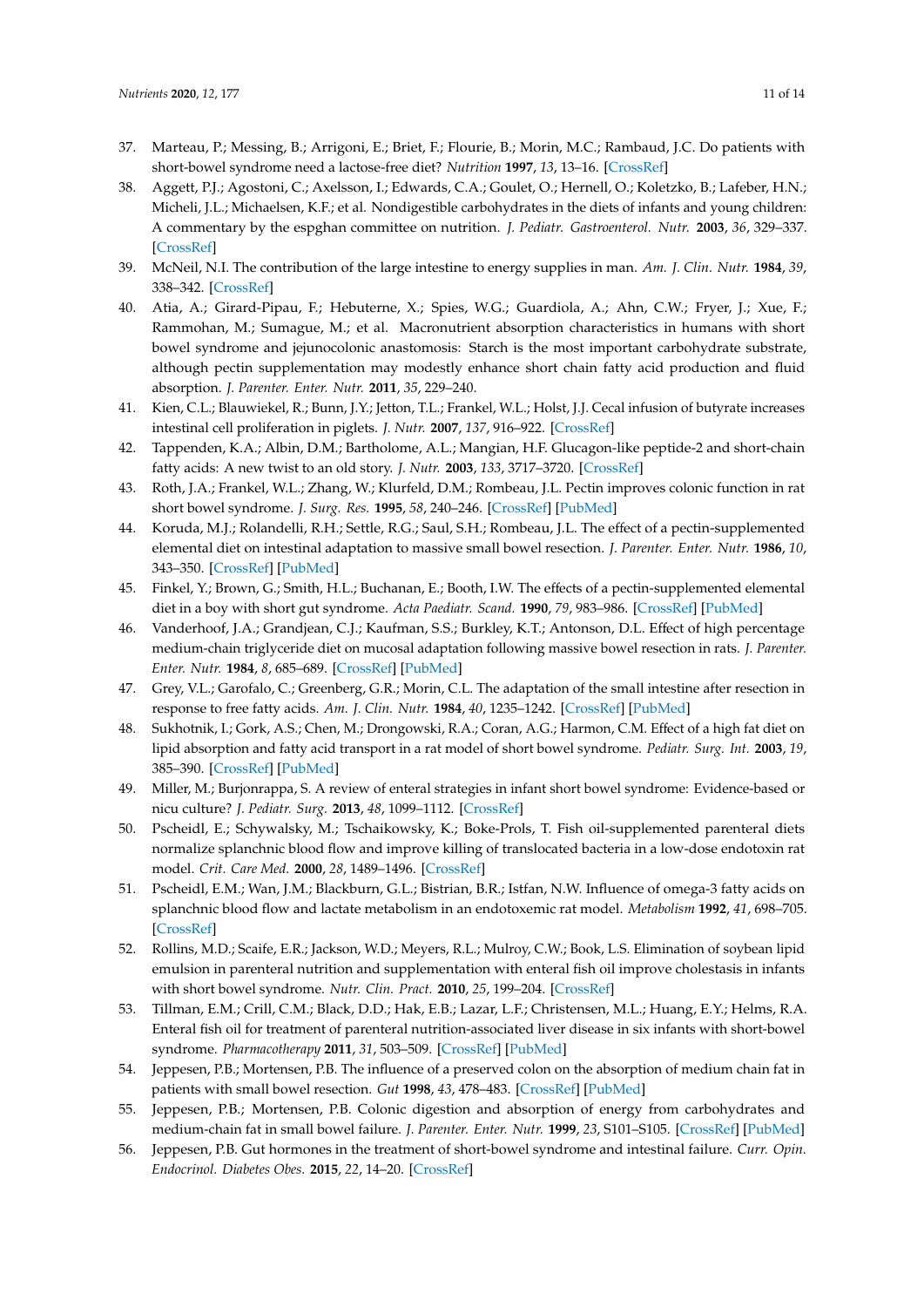37. Marteau, P.; Messing, B.; Arrigoni, E.; Briet, F.; Flourie, B.; Morin, M.C.; Rambaud, J.C. Do patients with short-bowel syndrome need a lactose-free diet? *Nutrition* **1997**, *13*, 13–16. [CrossRef]
38. Aggett, P.J.; Agostoni, C.; Axelsson, I.; Edwards, C.A.; Goulet, O.; Hernell, O.; Koletzko, B.; Lafeber, H.N.; Micheli, J.L.; Michaelsen, K.F.; et al. Nondigestible carbohydrates in the diets of infants and young children: A commentary by the espghan committee on nutrition. *J. Pediatr. Gastroenterol. Nutr.* **2003**, *36*, 329–337. [CrossRef]
39. McNeil, N.I. The contribution of the large intestine to energy supplies in man. *Am. J. Clin. Nutr.* **1984**, *39*, 338–342. [CrossRef]
40. Atia, A.; Girard-Pipau, F.; Hebuterne, X.; Spies, W.G.; Guardiola, A.; Ahn, C.W.; Fryer, J.; Xue, F.; Rammohan, M.; Sumague, M.; et al. Macronutrient absorption characteristics in humans with short bowel syndrome and jejunocolonic anastomosis: Starch is the most important carbohydrate substrate, although pectin supplementation may modestly enhance short chain fatty acid production and fluid absorption. *J. Parenter. Enter. Nutr.* **2011**, *35*, 229–240.
41. Kien, C.L.; Blauwiekel, R.; Bunn, J.Y.; Jetton, T.L.; Frankel, W.L.; Holst, J.J. Cecal infusion of butyrate increases intestinal cell proliferation in piglets. *J. Nutr.* **2007**, *137*, 916–922. [CrossRef]
42. Tappenden, K.A.; Albin, D.M.; Bartholome, A.L.; Mangian, H.F. Glucagon-like peptide-2 and short-chain fatty acids: A new twist to an old story. *J. Nutr.* **2003**, *133*, 3717–3720. [CrossRef]
43. Roth, J.A.; Frankel, W.L.; Zhang, W.; Klurfeld, D.M.; Rombeau, J.L. Pectin improves colonic function in rat short bowel syndrome. *J. Surg. Res.* **1995**, *58*, 240–246. [CrossRef] [PubMed]
44. Koruda, M.J.; Rolandelli, R.H.; Settle, R.G.; Saul, S.H.; Rombeau, J.L. The effect of a pectin-supplemented elemental diet on intestinal adaptation to massive small bowel resection. *J. Parenter. Enter. Nutr.* **1986**, *10*, 343–350. [CrossRef] [PubMed]
45. Finkel, Y.; Brown, G.; Smith, H.L.; Buchanan, E.; Booth, I.W. The effects of a pectin-supplemented elemental diet in a boy with short gut syndrome. *Acta Paediatr. Scand.* **1990**, *79*, 983–986. [CrossRef] [PubMed]
46. Vanderhoof, J.A.; Grandjean, C.J.; Kaufman, S.S.; Burkley, K.T.; Antonson, D.L. Effect of high percentage medium-chain triglyceride diet on mucosal adaptation following massive bowel resection in rats. *J. Parenter. Enter. Nutr.* **1984**, *8*, 685–689. [CrossRef] [PubMed]
47. Grey, V.L.; Garofalo, C.; Greenberg, G.R.; Morin, C.L. The adaptation of the small intestine after resection in response to free fatty acids. *Am. J. Clin. Nutr.* **1984**, *40*, 1235–1242. [CrossRef] [PubMed]
48. Sukhotnik, I.; Gork, A.S.; Chen, M.; Drongowski, R.A.; Coran, A.G.; Harmon, C.M. Effect of a high fat diet on lipid absorption and fatty acid transport in a rat model of short bowel syndrome. *Pediatr. Surg. Int.* **2003**, *19*, 385–390. [CrossRef] [PubMed]
49. Miller, M.; Burjonrappa, S. A review of enteral strategies in infant short bowel syndrome: Evidence-based or nicu culture? *J. Pediatr. Surg.* **2013**, *48*, 1099–1112. [CrossRef]
50. Pscheidl, E.; Schywalsky, M.; Tschaikowsky, K.; Boke-Prols, T. Fish oil-supplemented parenteral diets normalize splanchnic blood flow and improve killing of translocated bacteria in a low-dose endotoxin rat model. *Crit. Care Med.* **2000**, *28*, 1489–1496. [CrossRef]
51. Pscheidl, E.M.; Wan, J.M.; Blackburn, G.L.; Bistrian, B.R.; Istfan, N.W. Influence of omega-3 fatty acids on splanchnic blood flow and lactate metabolism in an endotoxemic rat model. *Metabolism* **1992**, *41*, 698–705. [CrossRef]
52. Rollins, M.D.; Scaife, E.R.; Jackson, W.D.; Meyers, R.L.; Mulroy, C.W.; Book, L.S. Elimination of soybean lipid emulsion in parenteral nutrition and supplementation with enteral fish oil improve cholestasis in infants with short bowel syndrome. *Nutr. Clin. Pract.* **2010**, *25*, 199–204. [CrossRef]
53. Tillman, E.M.; Crill, C.M.; Black, D.D.; Hak, E.B.; Lazar, L.F.; Christensen, M.L.; Huang, E.Y.; Helms, R.A. Enteral fish oil for treatment of parenteral nutrition-associated liver disease in six infants with short-bowel syndrome. *Pharmacotherapy* **2011**, *31*, 503–509. [CrossRef] [PubMed]
54. Jeppesen, P.B.; Mortensen, P.B. The influence of a preserved colon on the absorption of medium chain fat in patients with small bowel resection. *Gut* **1998**, *43*, 478–483. [CrossRef] [PubMed]
55. Jeppesen, P.B.; Mortensen, P.B. Colonic digestion and absorption of energy from carbohydrates and medium-chain fat in small bowel failure. *J. Parenter. Enter. Nutr.* **1999**, *23*, S101–S105. [CrossRef] [PubMed]
56. Jeppesen, P.B. Gut hormones in the treatment of short-bowel syndrome and intestinal failure. *Curr. Opin. Endocrinol. Diabetes Obes.* **2015**, *22*, 14–20. [CrossRef]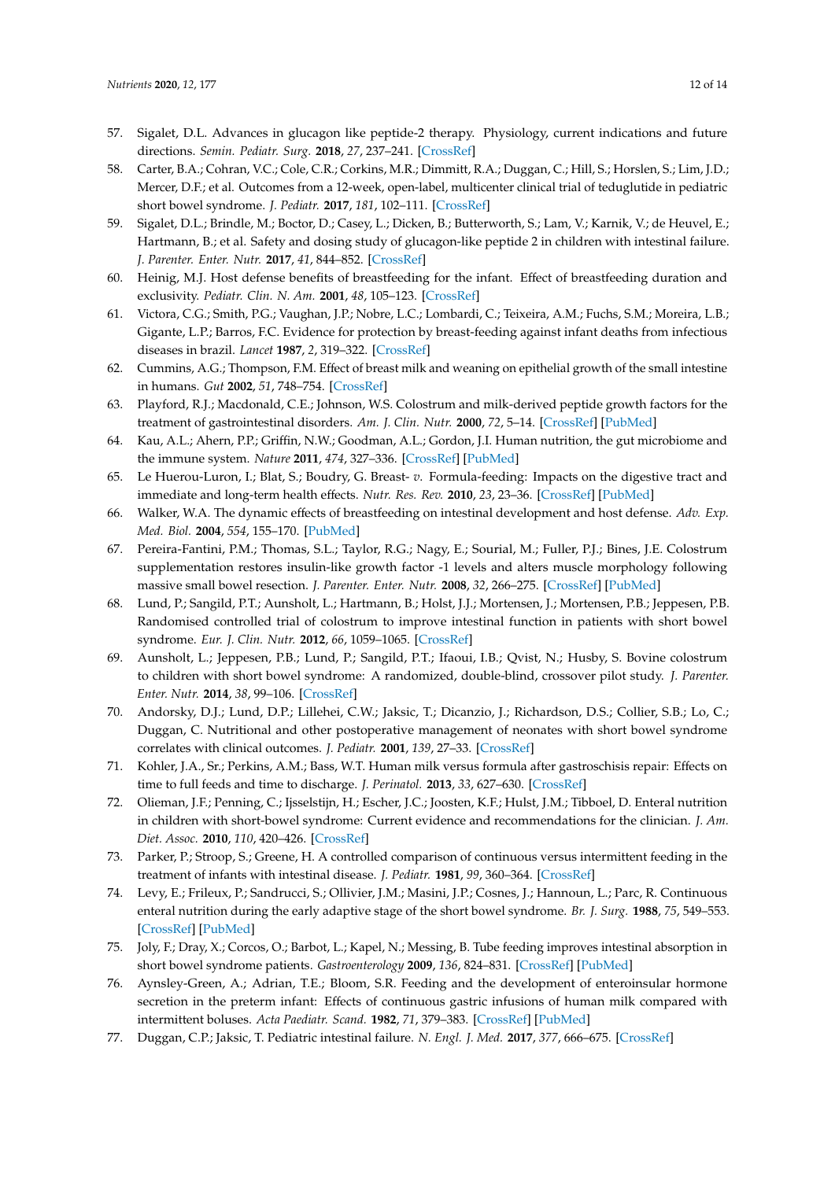57. Sigalet, D.L. Advances in glucagon like peptide-2 therapy. Physiology, current indications and future directions. *Semin. Pediatr. Surg.* **2018**, *27*, 237–241. [CrossRef]
58. Carter, B.A.; Cohran, V.C.; Cole, C.R.; Corkins, M.R.; Dimmitt, R.A.; Duggan, C.; Hill, S.; Horslen, S.; Lim, J.D.; Mercer, D.F.; et al. Outcomes from a 12-week, open-label, multicenter clinical trial of teduglutide in pediatric short bowel syndrome. *J. Pediatr.* **2017**, *181*, 102–111. [CrossRef]
59. Sigalet, D.L.; Brindle, M.; Boctor, D.; Casey, L.; Dicken, B.; Butterworth, S.; Lam, V.; Karnik, V.; de Heuvel, E.; Hartmann, B.; et al. Safety and dosing study of glucagon-like peptide 2 in children with intestinal failure. *J. Parenter. Enter. Nutr.* **2017**, *41*, 844–852. [CrossRef]
60. Heinig, M.J. Host defense benefits of breastfeeding for the infant. Effect of breastfeeding duration and exclusivity. *Pediatr. Clin. N. Am.* **2001**, *48*, 105–123. [CrossRef]
61. Victora, C.G.; Smith, P.G.; Vaughan, J.P.; Nobre, L.C.; Lombardi, C.; Teixeira, A.M.; Fuchs, S.M.; Moreira, L.B.; Gigante, L.P.; Barros, F.C. Evidence for protection by breast-feeding against infant deaths from infectious diseases in brazil. *Lancet* **1987**, *2*, 319–322. [CrossRef]
62. Cummins, A.G.; Thompson, F.M. Effect of breast milk and weaning on epithelial growth of the small intestine in humans. *Gut* **2002**, *51*, 748–754. [CrossRef]
63. Playford, R.J.; Macdonald, C.E.; Johnson, W.S. Colostrum and milk-derived peptide growth factors for the treatment of gastrointestinal disorders. *Am. J. Clin. Nutr.* **2000**, *72*, 5–14. [CrossRef] [PubMed]
64. Kau, A.L.; Ahern, P.P.; Griffin, N.W.; Goodman, A.L.; Gordon, J.I. Human nutrition, the gut microbiome and the immune system. *Nature* **2011**, *474*, 327–336. [CrossRef] [PubMed]
65. Le Huerou-Luron, I.; Blat, S.; Boudry, G. Breast- *v.* Formula-feeding: Impacts on the digestive tract and immediate and long-term health effects. *Nutr. Res. Rev.* **2010**, *23*, 23–36. [CrossRef] [PubMed]
66. Walker, W.A. The dynamic effects of breastfeeding on intestinal development and host defense. *Adv. Exp. Med. Biol.* **2004**, *554*, 155–170. [PubMed]
67. Pereira-Fantini, P.M.; Thomas, S.L.; Taylor, R.G.; Nagy, E.; Sourial, M.; Fuller, P.J.; Bines, J.E. Colostrum supplementation restores insulin-like growth factor -1 levels and alters muscle morphology following massive small bowel resection. *J. Parenter. Enter. Nutr.* **2008**, *32*, 266–275. [CrossRef] [PubMed]
68. Lund, P.; Sangild, P.T.; Aunsholt, L.; Hartmann, B.; Holst, J.J.; Mortensen, J.; Mortensen, P.B.; Jeppesen, P.B. Randomised controlled trial of colostrum to improve intestinal function in patients with short bowel syndrome. *Eur. J. Clin. Nutr.* **2012**, *66*, 1059–1065. [CrossRef]
69. Aunsholt, L.; Jeppesen, P.B.; Lund, P.; Sangild, P.T.; Ifaoui, I.B.; Qvist, N.; Husby, S. Bovine colostrum to children with short bowel syndrome: A randomized, double-blind, crossover pilot study. *J. Parenter. Enter. Nutr.* **2014**, *38*, 99–106. [CrossRef]
70. Andorsky, D.J.; Lund, D.P.; Lillehei, C.W.; Jaksic, T.; Dicanzio, J.; Richardson, D.S.; Collier, S.B.; Lo, C.; Duggan, C. Nutritional and other postoperative management of neonates with short bowel syndrome correlates with clinical outcomes. *J. Pediatr.* **2001**, *139*, 27–33. [CrossRef]
71. Kohler, J.A., Sr.; Perkins, A.M.; Bass, W.T. Human milk versus formula after gastroschisis repair: Effects on time to full feeds and time to discharge. *J. Perinatol.* **2013**, *33*, 627–630. [CrossRef]
72. Olieman, J.F.; Penning, C.; Ijsselstijn, H.; Escher, J.C.; Joosten, K.F.; Hulst, J.M.; Tibboel, D. Enteral nutrition in children with short-bowel syndrome: Current evidence and recommendations for the clinician. *J. Am. Diet. Assoc.* **2010**, *110*, 420–426. [CrossRef]
73. Parker, P.; Stroop, S.; Greene, H. A controlled comparison of continuous versus intermittent feeding in the treatment of infants with intestinal disease. *J. Pediatr.* **1981**, *99*, 360–364. [CrossRef]
74. Levy, E.; Frileux, P.; Sandrucci, S.; Ollivier, J.M.; Masini, J.P.; Cosnes, J.; Hannoun, L.; Parc, R. Continuous enteral nutrition during the early adaptive stage of the short bowel syndrome. *Br. J. Surg.* **1988**, *75*, 549–553. [CrossRef] [PubMed]
75. Joly, F.; Dray, X.; Corcos, O.; Barbot, L.; Kapel, N.; Messing, B. Tube feeding improves intestinal absorption in short bowel syndrome patients. *Gastroenterology* **2009**, *136*, 824–831. [CrossRef] [PubMed]
76. Aynsley-Green, A.; Adrian, T.E.; Bloom, S.R. Feeding and the development of enteroinsular hormone secretion in the preterm infant: Effects of continuous gastric infusions of human milk compared with intermittent boluses. *Acta Paediatr. Scand.* **1982**, *71*, 379–383. [CrossRef] [PubMed]
77. Duggan, C.P.; Jaksic, T. Pediatric intestinal failure. *N. Engl. J. Med.* **2017**, *377*, 666–675. [CrossRef]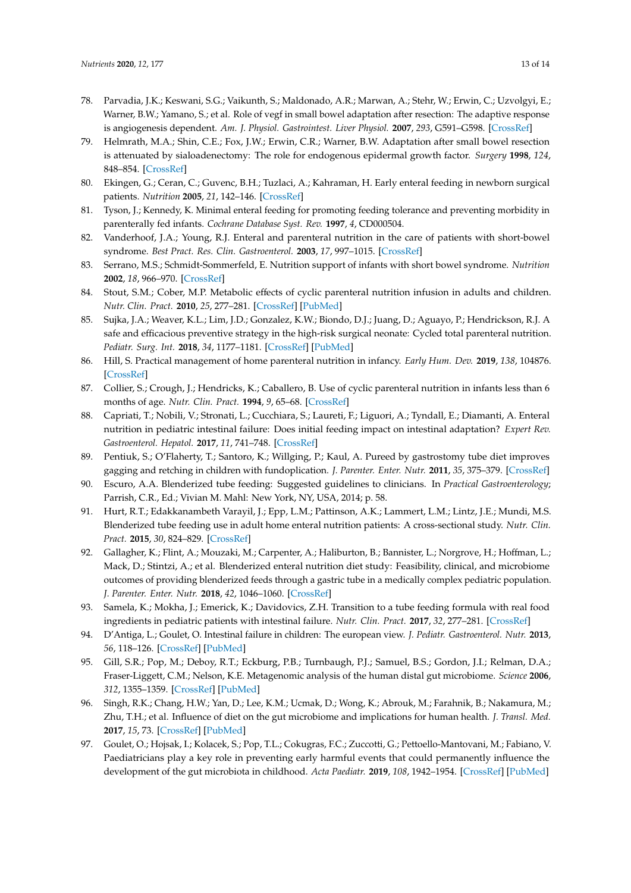78. Parvadia, J.K.; Keswani, S.G.; Vaikunth, S.; Maldonado, A.R.; Marwan, A.; Stehr, W.; Erwin, C.; Uzvolgyi, E.; Warner, B.W.; Yamano, S.; et al. Role of vegf in small bowel adaptation after resection: The adaptive response is angiogenesis dependent. *Am. J. Physiol. Gastrointest. Liver Physiol.* **2007**, *293*, G591–G598. [CrossRef]
79. Helmrath, M.A.; Shin, C.E.; Fox, J.W.; Erwin, C.R.; Warner, B.W. Adaptation after small bowel resection is attenuated by sialoadenectomy: The role for endogenous epidermal growth factor. *Surgery* **1998**, *124*, 848–854. [CrossRef]
80. Ekingen, G.; Ceran, C.; Guvenc, B.H.; Tuzlaci, A.; Kahraman, H. Early enteral feeding in newborn surgical patients. *Nutrition* **2005**, *21*, 142–146. [CrossRef]
81. Tyson, J.; Kennedy, K. Minimal enteral feeding for promoting feeding tolerance and preventing morbidity in parenterally fed infants. *Cochrane Database Syst. Rev.* **1997**, *4*, CD000504.
82. Vanderhoof, J.A.; Young, R.J. Enteral and parenteral nutrition in the care of patients with short-bowel syndrome. *Best Pract. Res. Clin. Gastroenterol.* **2003**, *17*, 997–1015. [CrossRef]
83. Serrano, M.S.; Schmidt-Sommerfeld, E. Nutrition support of infants with short bowel syndrome. *Nutrition* **2002**, *18*, 966–970. [CrossRef]
84. Stout, S.M.; Cober, M.P. Metabolic effects of cyclic parenteral nutrition infusion in adults and children. *Nutr. Clin. Pract.* **2010**, *25*, 277–281. [CrossRef] [PubMed]
85. Sujka, J.A.; Weaver, K.L.; Lim, J.D.; Gonzalez, K.W.; Biondo, D.J.; Juang, D.; Aguayo, P.; Hendrickson, R.J. A safe and efficacious preventive strategy in the high-risk surgical neonate: Cycled total parenteral nutrition. *Pediatr. Surg. Int.* **2018**, *34*, 1177–1181. [CrossRef] [PubMed]
86. Hill, S. Practical management of home parenteral nutrition in infancy. *Early Hum. Dev.* **2019**, *138*, 104876. [CrossRef]
87. Collier, S.; Crough, J.; Hendricks, K.; Caballero, B. Use of cyclic parenteral nutrition in infants less than 6 months of age. *Nutr. Clin. Pract.* **1994**, *9*, 65–68. [CrossRef]
88. Capriati, T.; Nobili, V.; Stronati, L.; Cucchiara, S.; Laureti, F.; Liguori, A.; Tyndall, E.; Diamanti, A. Enteral nutrition in pediatric intestinal failure: Does initial feeding impact on intestinal adaptation? *Expert Rev. Gastroenterol. Hepatol.* **2017**, *11*, 741–748. [CrossRef]
89. Pentiuk, S.; O'Flaherty, T.; Santoro, K.; Willging, P.; Kaul, A. Pureed by gastrostomy tube diet improves gagging and retching in children with fundoplication. *J. Parenter. Enter. Nutr.* **2011**, *35*, 375–379. [CrossRef]
90. Escuro, A.A. Blenderized tube feeding: Suggested guidelines to clinicians. In *Practical Gastroenterology*; Parrish, C.R., Ed.; Vivian M. Mahl: New York, NY, USA, 2014; p. 58.
91. Hurt, R.T.; Edakkanambeth Varayil, J.; Epp, L.M.; Pattinson, A.K.; Lammert, L.M.; Lintz, J.E.; Mundi, M.S. Blenderized tube feeding use in adult home enteral nutrition patients: A cross-sectional study. *Nutr. Clin. Pract.* **2015**, *30*, 824–829. [CrossRef]
92. Gallagher, K.; Flint, A.; Mouzaki, M.; Carpenter, A.; Haliburton, B.; Bannister, L.; Norgrove, H.; Hoffman, L.; Mack, D.; Stintzi, A.; et al. Blenderized enteral nutrition diet study: Feasibility, clinical, and microbiome outcomes of providing blenderized feeds through a gastric tube in a medically complex pediatric population. *J. Parenter. Enter. Nutr.* **2018**, *42*, 1046–1060. [CrossRef]
93. Samela, K.; Mokha, J.; Emerick, K.; Davidovics, Z.H. Transition to a tube feeding formula with real food ingredients in pediatric patients with intestinal failure. *Nutr. Clin. Pract.* **2017**, *32*, 277–281. [CrossRef]
94. D'Antiga, L.; Goulet, O. Intestinal failure in children: The european view. *J. Pediatr. Gastroenterol. Nutr.* **2013**, *56*, 118–126. [CrossRef] [PubMed]
95. Gill, S.R.; Pop, M.; Deboy, R.T.; Eckburg, P.B.; Turnbaugh, P.J.; Samuel, B.S.; Gordon, J.I.; Relman, D.A.; Fraser-Liggett, C.M.; Nelson, K.E. Metagenomic analysis of the human distal gut microbiome. *Science* **2006**, *312*, 1355–1359. [CrossRef] [PubMed]
96. Singh, R.K.; Chang, H.W.; Yan, D.; Lee, K.M.; Ucmak, D.; Wong, K.; Abrouk, M.; Farahnik, B.; Nakamura, M.; Zhu, T.H.; et al. Influence of diet on the gut microbiome and implications for human health. *J. Transl. Med.* **2017**, *15*, 73. [CrossRef] [PubMed]
97. Goulet, O.; Hojsak, I.; Kolacek, S.; Pop, T.L.; Cokugras, F.C.; Zuccotti, G.; Pettoello-Mantovani, M.; Fabiano, V. Paediatricians play a key role in preventing early harmful events that could permanently influence the development of the gut microbiota in childhood. *Acta Paediatr.* **2019**, *108*, 1942–1954. [CrossRef] [PubMed]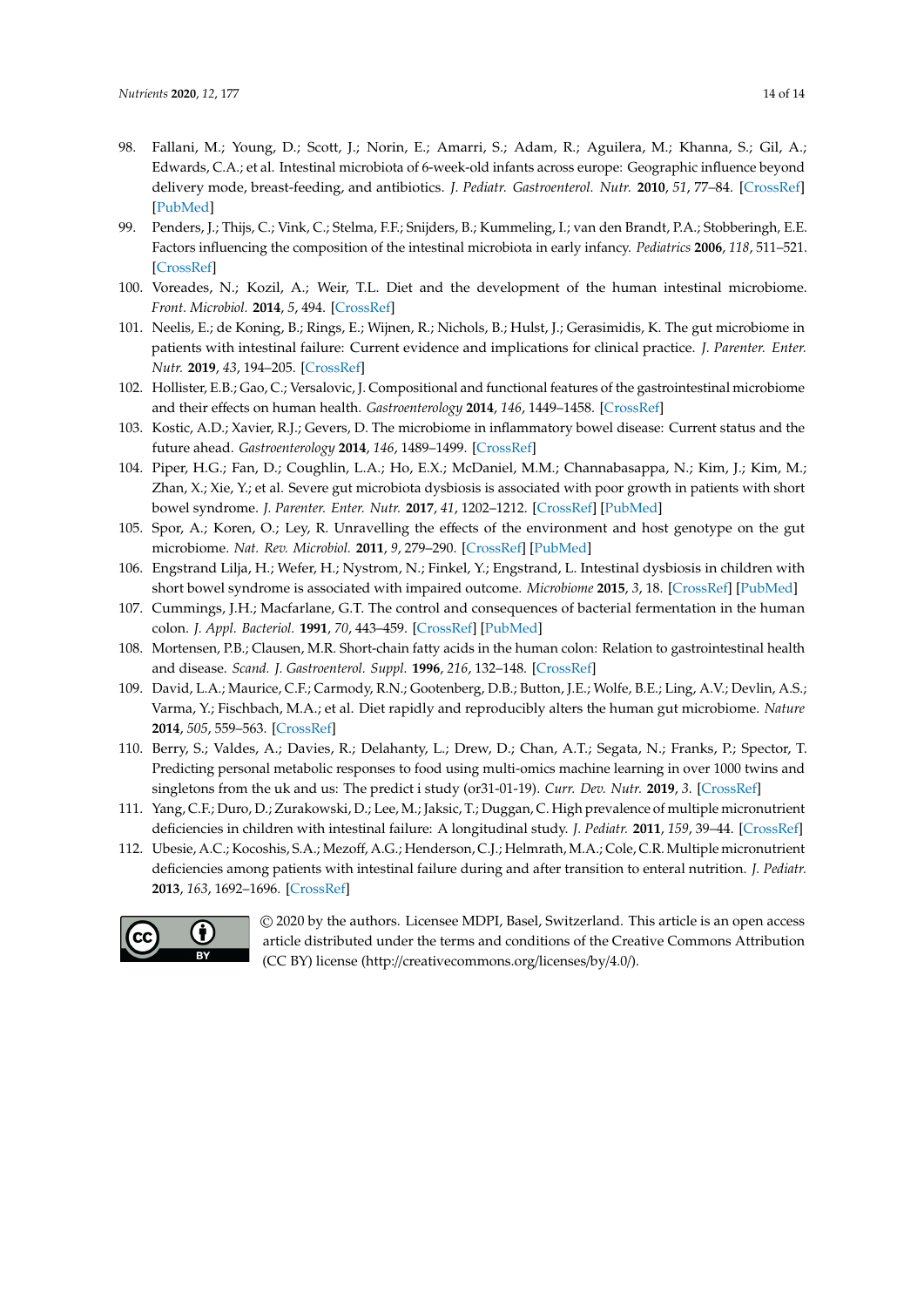98. Fallani, M.; Young, D.; Scott, J.; Norin, E.; Amarri, S.; Adam, R.; Aguilera, M.; Khanna, S.; Gil, A.; Edwards, C.A.; et al. Intestinal microbiota of 6-week-old infants across europe: Geographic influence beyond delivery mode, breast-feeding, and antibiotics. *J. Pediatr. Gastroenterol. Nutr.* **2010**, *51*, 77–84. [CrossRef] [PubMed]
99. Penders, J.; Thijs, C.; Vink, C.; Stelma, F.F.; Snijders, B.; Kummeling, I.; van den Brandt, P.A.; Stobberingh, E.E. Factors influencing the composition of the intestinal microbiota in early infancy. *Pediatrics* **2006**, *118*, 511–521. [CrossRef]
100. Voreades, N.; Kozil, A.; Weir, T.L. Diet and the development of the human intestinal microbiome. *Front. Microbiol.* **2014**, *5*, 494. [CrossRef]
101. Neelis, E.; de Koning, B.; Rings, E.; Wijnen, R.; Nichols, B.; Hulst, J.; Gerasimidis, K. The gut microbiome in patients with intestinal failure: Current evidence and implications for clinical practice. *J. Parenter. Enter. Nutr.* **2019**, *43*, 194–205. [CrossRef]
102. Hollister, E.B.; Gao, C.; Versalovic, J. Compositional and functional features of the gastrointestinal microbiome and their effects on human health. *Gastroenterology* **2014**, *146*, 1449–1458. [CrossRef]
103. Kostic, A.D.; Xavier, R.J.; Gevers, D. The microbiome in inflammatory bowel disease: Current status and the future ahead. *Gastroenterology* **2014**, *146*, 1489–1499. [CrossRef]
104. Piper, H.G.; Fan, D.; Coughlin, L.A.; Ho, E.X.; McDaniel, M.M.; Channabasappa, N.; Kim, J.; Kim, M.; Zhan, X.; Xie, Y.; et al. Severe gut microbiota dysbiosis is associated with poor growth in patients with short bowel syndrome. *J. Parenter. Enter. Nutr.* **2017**, *41*, 1202–1212. [CrossRef] [PubMed]
105. Spor, A.; Koren, O.; Ley, R. Unravelling the effects of the environment and host genotype on the gut microbiome. *Nat. Rev. Microbiol.* **2011**, *9*, 279–290. [CrossRef] [PubMed]
106. Engstrand Lilja, H.; Wefer, H.; Nystrom, N.; Finkel, Y.; Engstrand, L. Intestinal dysbiosis in children with short bowel syndrome is associated with impaired outcome. *Microbiome* **2015**, *3*, 18. [CrossRef] [PubMed]
107. Cummings, J.H.; Macfarlane, G.T. The control and consequences of bacterial fermentation in the human colon. *J. Appl. Bacteriol.* **1991**, *70*, 443–459. [CrossRef] [PubMed]
108. Mortensen, P.B.; Clausen, M.R. Short-chain fatty acids in the human colon: Relation to gastrointestinal health and disease. *Scand. J. Gastroenterol. Suppl.* **1996**, *216*, 132–148. [CrossRef]
109. David, L.A.; Maurice, C.F.; Carmody, R.N.; Gootenberg, D.B.; Button, J.E.; Wolfe, B.E.; Ling, A.V.; Devlin, A.S.; Varma, Y.; Fischbach, M.A.; et al. Diet rapidly and reproducibly alters the human gut microbiome. *Nature* **2014**, *505*, 559–563. [CrossRef]
110. Berry, S.; Valdes, A.; Davies, R.; Delahanty, L.; Drew, D.; Chan, A.T.; Segata, N.; Franks, P.; Spector, T. Predicting personal metabolic responses to food using multi-omics machine learning in over 1000 twins and singletons from the uk and us: The predict i study (or31-01-19). *Curr. Dev. Nutr.* **2019**, *3*. [CrossRef]
111. Yang, C.F.; Duro, D.; Zurakowski, D.; Lee, M.; Jaksic, T.; Duggan, C. High prevalence of multiple micronutrient deficiencies in children with intestinal failure: A longitudinal study. *J. Pediatr.* **2011**, *159*, 39–44. [CrossRef]
112. Ubesie, A.C.; Kocoshis, S.A.; Mezoff, A.G.; Henderson, C.J.; Helmrath, M.A.; Cole, C.R. Multiple micronutrient deficiencies among patients with intestinal failure during and after transition to enteral nutrition. *J. Pediatr.* **2013**, *163*, 1692–1696. [CrossRef]

© 2020 by the authors. Licensee MDPI, Basel, Switzerland. This article is an open access article distributed under the terms and conditions of the Creative Commons Attribution (CC BY) license (http://creativecommons.org/licenses/by/4.0/).